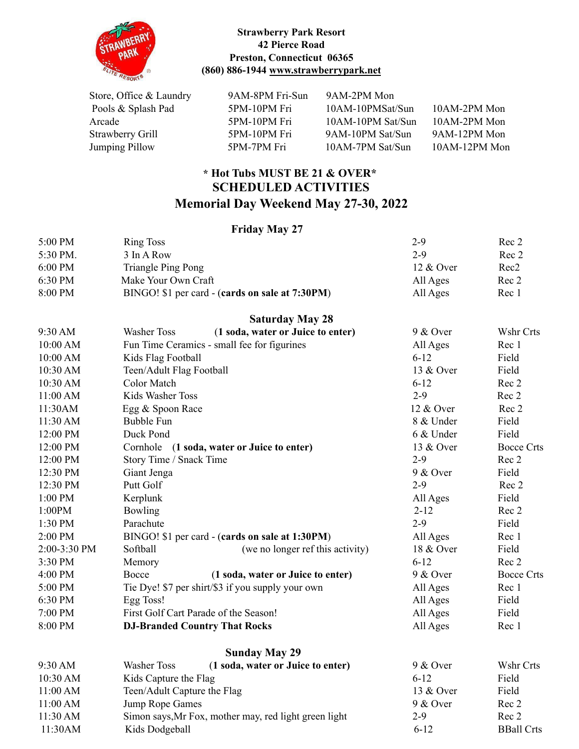**Strawberry Park Resort**
**42 Pierce Road**
**Preston, Connecticut 06365**
**(860) 886-1944 www.strawberrypark.net**

| | | | |
|---|---|---|---|
| Store, Office & Laundry | 9AM-8PM Fri-Sun | 9AM-2PM Mon | |
| Pools & Splash Pad | 5PM-10PM Fri | 10AM-10PMSat/Sun | 10AM-2PM Mon |
| Arcade | 5PM-10PM Fri | 10AM-10PM Sat/Sun | 10AM-2PM Mon |
| Strawberry Grill | 5PM-10PM Fri | 9AM-10PM Sat/Sun | 9AM-12PM Mon |
| Jumping Pillow | 5PM-7PM Fri | 10AM-7PM Sat/Sun | 10AM-12PM Mon |

## * Hot Tubs MUST BE 21 & OVER*

## SCHEDULED ACTIVITIES

## Memorial Day Weekend May 27-30, 2022

### Friday May 27

| | | | |
|---|---|---|---|
| 5:00 PM | Ring Toss | 2-9 | Rec 2 |
| 5:30 PM. | 3 In A Row | 2-9 | Rec 2 |
| 6:00 PM | Triangle Ping Pong | 12 & Over | Rec2 |
| 6:30 PM | Make Your Own Craft | All Ages | Rec 2 |
| 8:00 PM | BINGO! $1 per card - (**cards on sale at 7:30PM**) | All Ages | Rec 1 |

### Saturday May 28

| | | | |
|---|---|---|---|
| 9:30 AM | Washer Toss **(1 soda, water or Juice to enter)** | 9 & Over | Wshr Crts |
| 10:00 AM | Fun Time Ceramics - small fee for figurines | All Ages | Rec 1 |
| 10:00 AM | Kids Flag Football | 6-12 | Field |
| 10:30 AM | Teen/Adult Flag Football | 13 & Over | Field |
| 10:30 AM | Color Match | 6-12 | Rec 2 |
| 11:00 AM | Kids Washer Toss | 2-9 | Rec 2 |
| 11:30AM | Egg & Spoon Race | 12 & Over | Rec 2 |
| 11:30 AM | Bubble Fun | 8 & Under | Field |
| 12:00 PM | Duck Pond | 6 & Under | Field |
| 12:00 PM | Cornhole **(1 soda, water or Juice to enter)** | 13 & Over | Bocce Crts |
| 12:00 PM | Story Time / Snack Time | 2-9 | Rec 2 |
| 12:30 PM | Giant Jenga | 9 & Over | Field |
| 12:30 PM | Putt Golf | 2-9 | Rec 2 |
| 1:00 PM | Kerplunk | All Ages | Field |
| 1:00PM | Bowling | 2-12 | Rec 2 |
| 1:30 PM | Parachute | 2-9 | Field |
| 2:00 PM | BINGO! $1 per card - (**cards on sale at 1:30PM**) | All Ages | Rec 1 |
| 2:00-3:30 PM | Softball (we no longer ref this activity) | 18 & Over | Field |
| 3:30 PM | Memory | 6-12 | Rec 2 |
| 4:00 PM | Bocce **(1 soda, water or Juice to enter)** | 9 & Over | Bocce Crts |
| 5:00 PM | Tie Dye! $7 per shirt/$3 if you supply your own | All Ages | Rec 1 |
| 6:30 PM | Egg Toss! | All Ages | Field |
| 7:00 PM | First Golf Cart Parade of the Season! | All Ages | Field |
| 8:00 PM | **DJ-Branded Country That Rocks** | All Ages | Rec 1 |

### Sunday May 29

| | | | |
|---|---|---|---|
| 9:30 AM | Washer Toss **(1 soda, water or Juice to enter)** | 9 & Over | Wshr Crts |
| 10:30 AM | Kids Capture the Flag | 6-12 | Field |
| 11:00 AM | Teen/Adult Capture the Flag | 13 & Over | Field |
| 11:00 AM | Jump Rope Games | 9 & Over | Rec 2 |
| 11:30 AM | Simon says,Mr Fox, mother may, red light green light | 2-9 | Rec 2 |
| 11:30AM | Kids Dodgeball | 6-12 | BBall Crts |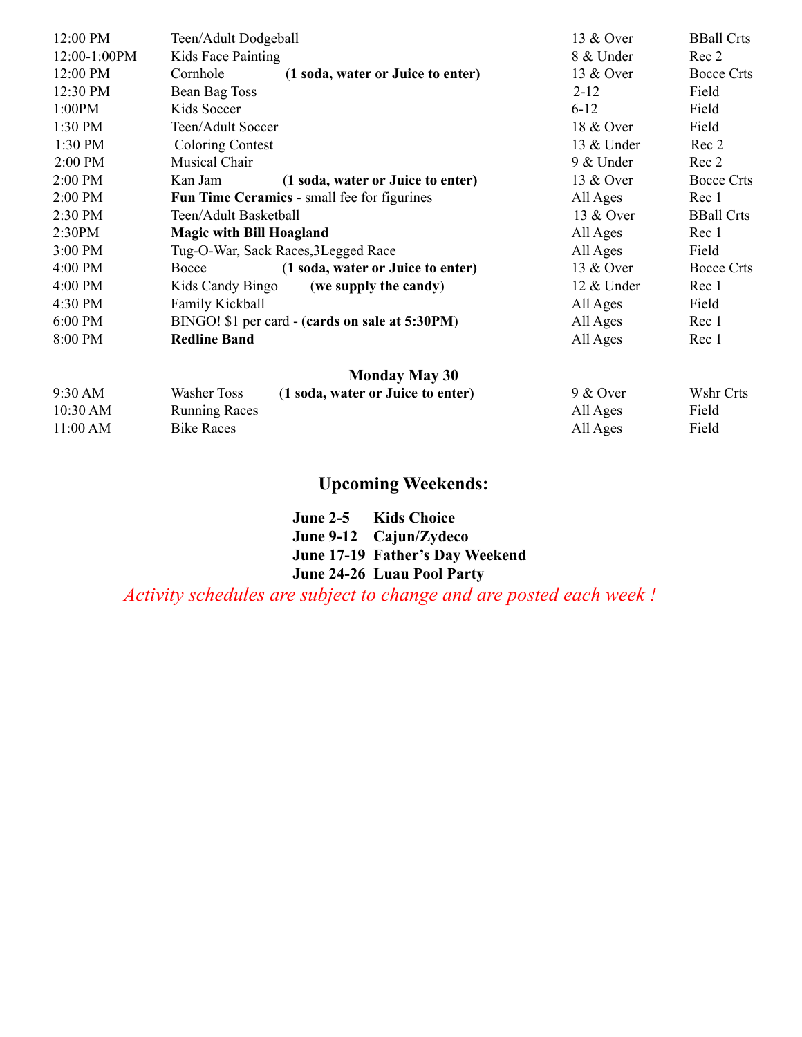| | | | |
|---|---|---|---|
| 12:00 PM | Teen/Adult Dodgeball | 13 & Over | BBall Crts |
| 12:00-1:00PM | Kids Face Painting | 8 & Under | Rec 2 |
| 12:00 PM | Cornhole **(1 soda, water or Juice to enter)** | 13 & Over | Bocce Crts |
| 12:30 PM | Bean Bag Toss | 2-12 | Field |
| 1:00PM | Kids Soccer | 6-12 | Field |
| 1:30 PM | Teen/Adult Soccer | 18 & Over | Field |
| 1:30 PM | Coloring Contest | 13 & Under | Rec 2 |
| 2:00 PM | Musical Chair | 9 & Under | Rec 2 |
| 2:00 PM | Kan Jam **(1 soda, water or Juice to enter)** | 13 & Over | Bocce Crts |
| 2:00 PM | **Fun Time Ceramics** - small fee for figurines | All Ages | Rec 1 |
| 2:30 PM | Teen/Adult Basketball | 13 & Over | BBall Crts |
| 2:30PM | **Magic with Bill Hoagland** | All Ages | Rec 1 |
| 3:00 PM | Tug-O-War, Sack Races,3Legged Race | All Ages | Field |
| 4:00 PM | Bocce **(1 soda, water or Juice to enter)** | 13 & Over | Bocce Crts |
| 4:00 PM | Kids Candy Bingo (**we supply the candy**) | 12 & Under | Rec 1 |
| 4:30 PM | Family Kickball | All Ages | Field |
| 6:00 PM | BINGO! $1 per card - (**cards on sale at 5:30PM**) | All Ages | Rec 1 |
| 8:00 PM | **Redline Band** | All Ages | Rec 1 |

**Monday May 30**

| | | | |
|---|---|---|---|
| 9:30 AM | Washer Toss **(1 soda, water or Juice to enter)** | 9 & Over | Wshr Crts |
| 10:30 AM | Running Races | All Ages | Field |
| 11:00 AM | Bike Races | All Ages | Field |

## Upcoming Weekends:

**June 2-5 Kids Choice**
**June 9-12 Cajun/Zydeco**
**June 17-19 Father's Day Weekend**
**June 24-26 Luau Pool Party**

*Activity schedules are subject to change and are posted each week !*